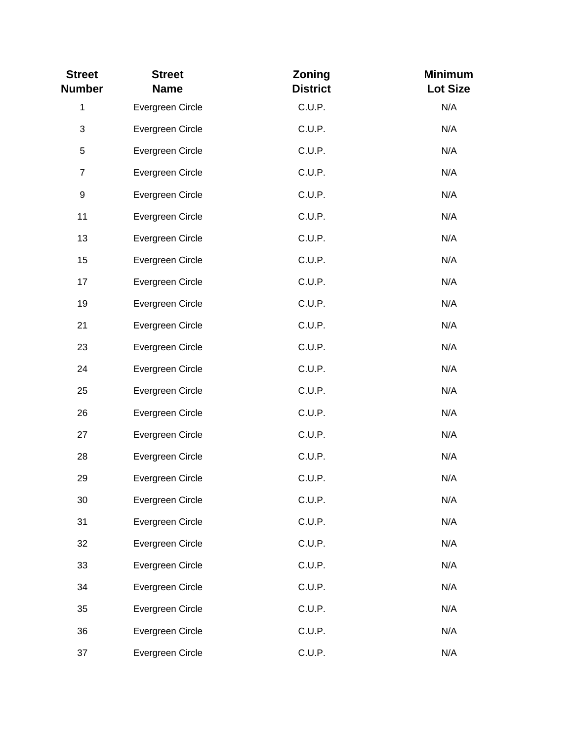| Street Number | Street Name | Zoning District | Minimum Lot Size |
|---|---|---|---|
| 1 | Evergreen Circle | C.U.P. | N/A |
| 3 | Evergreen Circle | C.U.P. | N/A |
| 5 | Evergreen Circle | C.U.P. | N/A |
| 7 | Evergreen Circle | C.U.P. | N/A |
| 9 | Evergreen Circle | C.U.P. | N/A |
| 11 | Evergreen Circle | C.U.P. | N/A |
| 13 | Evergreen Circle | C.U.P. | N/A |
| 15 | Evergreen Circle | C.U.P. | N/A |
| 17 | Evergreen Circle | C.U.P. | N/A |
| 19 | Evergreen Circle | C.U.P. | N/A |
| 21 | Evergreen Circle | C.U.P. | N/A |
| 23 | Evergreen Circle | C.U.P. | N/A |
| 24 | Evergreen Circle | C.U.P. | N/A |
| 25 | Evergreen Circle | C.U.P. | N/A |
| 26 | Evergreen Circle | C.U.P. | N/A |
| 27 | Evergreen Circle | C.U.P. | N/A |
| 28 | Evergreen Circle | C.U.P. | N/A |
| 29 | Evergreen Circle | C.U.P. | N/A |
| 30 | Evergreen Circle | C.U.P. | N/A |
| 31 | Evergreen Circle | C.U.P. | N/A |
| 32 | Evergreen Circle | C.U.P. | N/A |
| 33 | Evergreen Circle | C.U.P. | N/A |
| 34 | Evergreen Circle | C.U.P. | N/A |
| 35 | Evergreen Circle | C.U.P. | N/A |
| 36 | Evergreen Circle | C.U.P. | N/A |
| 37 | Evergreen Circle | C.U.P. | N/A |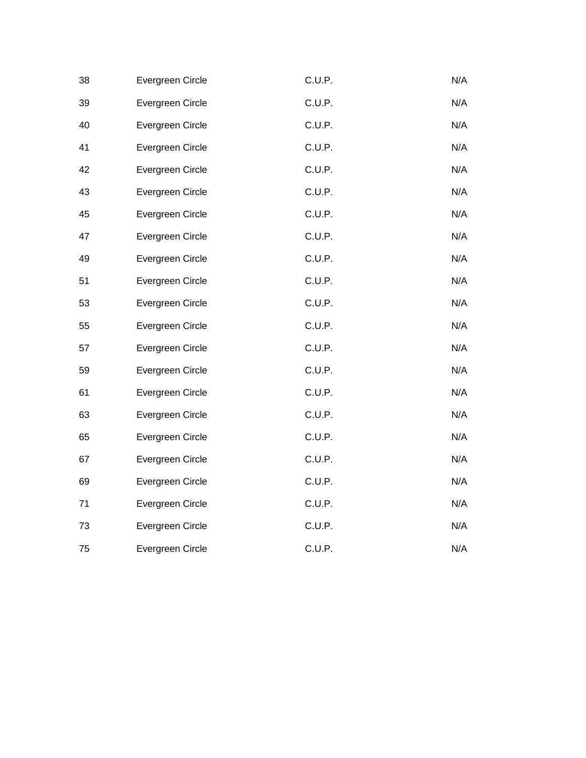| | | | |
|---|---|---|---|
| 38 | Evergreen Circle | C.U.P. | N/A |
| 39 | Evergreen Circle | C.U.P. | N/A |
| 40 | Evergreen Circle | C.U.P. | N/A |
| 41 | Evergreen Circle | C.U.P. | N/A |
| 42 | Evergreen Circle | C.U.P. | N/A |
| 43 | Evergreen Circle | C.U.P. | N/A |
| 45 | Evergreen Circle | C.U.P. | N/A |
| 47 | Evergreen Circle | C.U.P. | N/A |
| 49 | Evergreen Circle | C.U.P. | N/A |
| 51 | Evergreen Circle | C.U.P. | N/A |
| 53 | Evergreen Circle | C.U.P. | N/A |
| 55 | Evergreen Circle | C.U.P. | N/A |
| 57 | Evergreen Circle | C.U.P. | N/A |
| 59 | Evergreen Circle | C.U.P. | N/A |
| 61 | Evergreen Circle | C.U.P. | N/A |
| 63 | Evergreen Circle | C.U.P. | N/A |
| 65 | Evergreen Circle | C.U.P. | N/A |
| 67 | Evergreen Circle | C.U.P. | N/A |
| 69 | Evergreen Circle | C.U.P. | N/A |
| 71 | Evergreen Circle | C.U.P. | N/A |
| 73 | Evergreen Circle | C.U.P. | N/A |
| 75 | Evergreen Circle | C.U.P. | N/A |